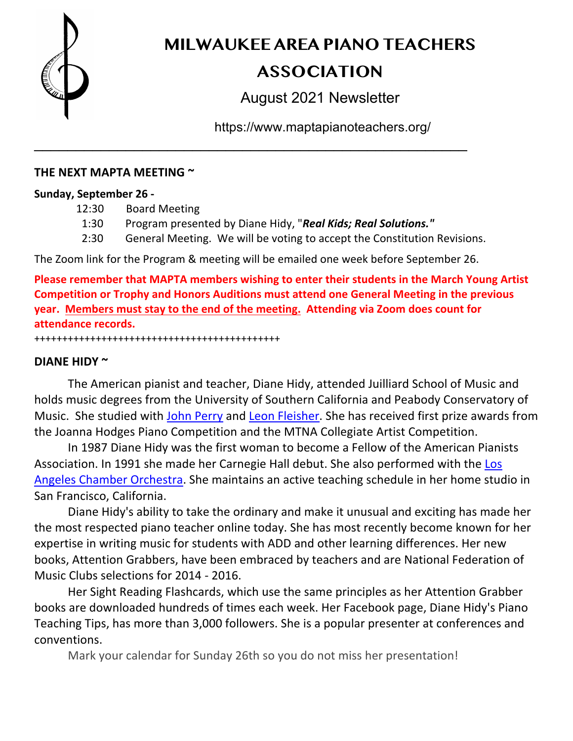# MILWAUKEE AREA PIANO TEACHERS ASSOCIATION

August 2021 Newsletter

https://www.maptapianoteachers.org/

---

**THE NEXT MAPTA MEETING ~**

**Sunday, September 26 -**

12:30 Board Meeting

1:30 Program presented by Diane Hidy, "***Real Kids; Real Solutions.***"

2:30 General Meeting. We will be voting to accept the Constitution Revisions.

The Zoom link for the Program & meeting will be emailed one week before September 26.

**Please remember that MAPTA members wishing to enter their students in the March Young Artist Competition or Trophy and Honors Auditions must attend one General Meeting in the previous year. Members must stay to the end of the meeting. Attending via Zoom does count for attendance records.**

+++++++++++++++++++++++++++++++++++++++++++++

**DIANE HIDY ~**

The American pianist and teacher, Diane Hidy, attended Juilliard School of Music and holds music degrees from the University of Southern California and Peabody Conservatory of Music. She studied with John Perry and Leon Fleisher. She has received first prize awards from the Joanna Hodges Piano Competition and the MTNA Collegiate Artist Competition.

In 1987 Diane Hidy was the first woman to become a Fellow of the American Pianists Association. In 1991 she made her Carnegie Hall debut. She also performed with the Los Angeles Chamber Orchestra. She maintains an active teaching schedule in her home studio in San Francisco, California.

Diane Hidy's ability to take the ordinary and make it unusual and exciting has made her the most respected piano teacher online today. She has most recently become known for her expertise in writing music for students with ADD and other learning differences. Her new books, Attention Grabbers, have been embraced by teachers and are National Federation of Music Clubs selections for 2014 - 2016.

Her Sight Reading Flashcards, which use the same principles as her Attention Grabber books are downloaded hundreds of times each week. Her Facebook page, Diane Hidy's Piano Teaching Tips, has more than 3,000 followers. She is a popular presenter at conferences and conventions.

Mark your calendar for Sunday 26th so you do not miss her presentation!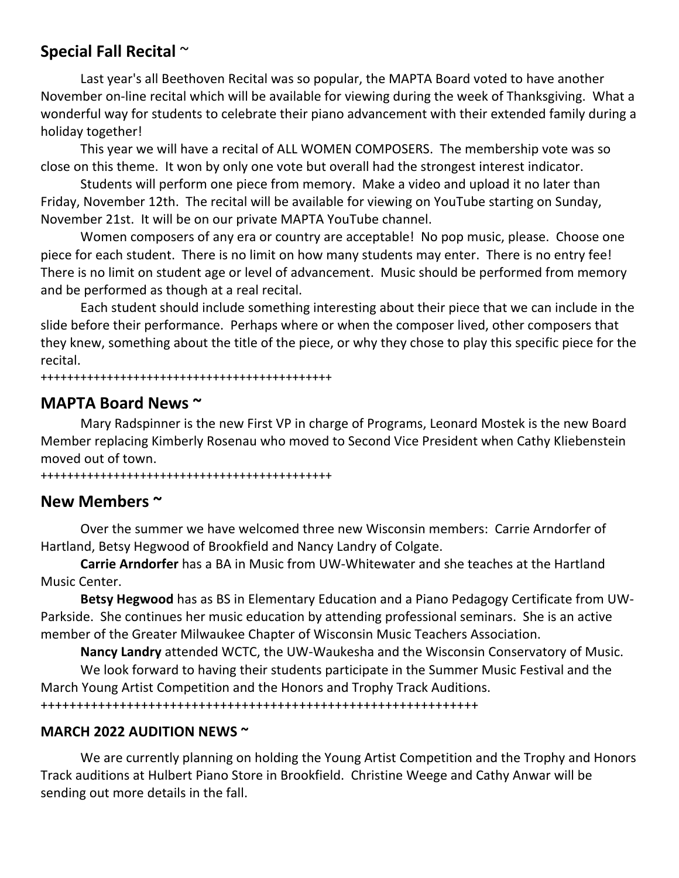## Special Fall Recital ~

Last year's all Beethoven Recital was so popular, the MAPTA Board voted to have another November on-line recital which will be available for viewing during the week of Thanksgiving. What a wonderful way for students to celebrate their piano advancement with their extended family during a holiday together!

This year we will have a recital of ALL WOMEN COMPOSERS. The membership vote was so close on this theme. It won by only one vote but overall had the strongest interest indicator.

Students will perform one piece from memory. Make a video and upload it no later than Friday, November 12th. The recital will be available for viewing on YouTube starting on Sunday, November 21st. It will be on our private MAPTA YouTube channel.

Women composers of any era or country are acceptable! No pop music, please. Choose one piece for each student. There is no limit on how many students may enter. There is no entry fee! There is no limit on student age or level of advancement. Music should be performed from memory and be performed as though at a real recital.

Each student should include something interesting about their piece that we can include in the slide before their performance. Perhaps where or when the composer lived, other composers that they knew, something about the title of the piece, or why they chose to play this specific piece for the recital.

+++++++++++++++++++++++++++++++++++++++++++++

## MAPTA Board News ~

Mary Radspinner is the new First VP in charge of Programs, Leonard Mostek is the new Board Member replacing Kimberly Rosenau who moved to Second Vice President when Cathy Kliebenstein moved out of town.

+++++++++++++++++++++++++++++++++++++++++++++

## New Members ~

Over the summer we have welcomed three new Wisconsin members: Carrie Arndorfer of Hartland, Betsy Hegwood of Brookfield and Nancy Landry of Colgate.

**Carrie Arndorfer** has a BA in Music from UW-Whitewater and she teaches at the Hartland Music Center.

**Betsy Hegwood** has as BS in Elementary Education and a Piano Pedagogy Certificate from UW-Parkside. She continues her music education by attending professional seminars. She is an active member of the Greater Milwaukee Chapter of Wisconsin Music Teachers Association.

**Nancy Landry** attended WCTC, the UW-Waukesha and the Wisconsin Conservatory of Music.

We look forward to having their students participate in the Summer Music Festival and the March Young Artist Competition and the Honors and Trophy Track Auditions.

+++++++++++++++++++++++++++++++++++++++++++++++++++++++++++++++

### MARCH 2022 AUDITION NEWS ~

We are currently planning on holding the Young Artist Competition and the Trophy and Honors Track auditions at Hulbert Piano Store in Brookfield. Christine Weege and Cathy Anwar will be sending out more details in the fall.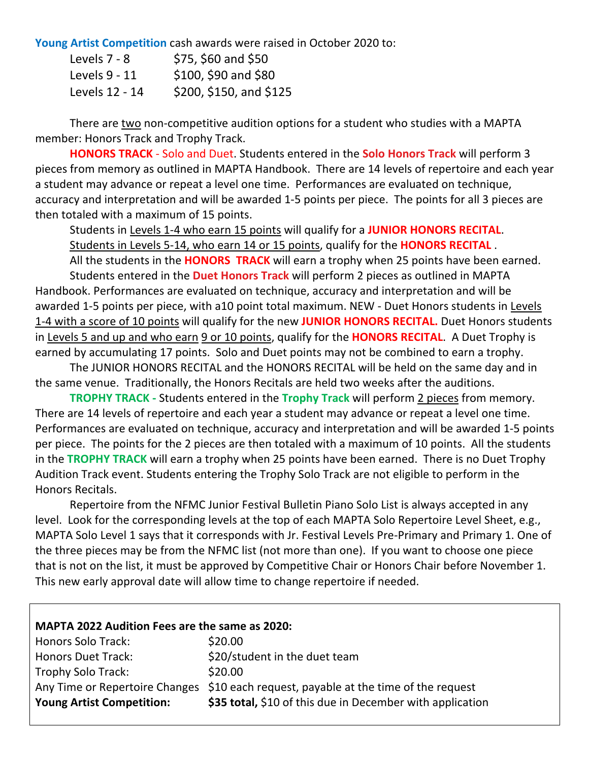**Young Artist Competition** cash awards were raised in October 2020 to:

| | |
|---|---|
| Levels 7 - 8 | $75, $60 and $50 |
| Levels 9 - 11 | $100, $90 and $80 |
| Levels 12 - 14 | $200, $150, and $125 |

There are two non-competitive audition options for a student who studies with a MAPTA member: Honors Track and Trophy Track.

**HONORS TRACK** - Solo and Duet. Students entered in the **Solo Honors Track** will perform 3 pieces from memory as outlined in MAPTA Handbook. There are 14 levels of repertoire and each year a student may advance or repeat a level one time. Performances are evaluated on technique, accuracy and interpretation and will be awarded 1-5 points per piece. The points for all 3 pieces are then totaled with a maximum of 15 points.

Students in Levels 1-4 who earn 15 points will qualify for a **JUNIOR HONORS RECITAL**.

Students in Levels 5-14, who earn 14 or 15 points, qualify for the **HONORS RECITAL** .

All the students in the **HONORS TRACK** will earn a trophy when 25 points have been earned.

Students entered in the **Duet Honors Track** will perform 2 pieces as outlined in MAPTA Handbook. Performances are evaluated on technique, accuracy and interpretation and will be awarded 1-5 points per piece, with a10 point total maximum. NEW - Duet Honors students in Levels 1-4 with a score of 10 points will qualify for the new **JUNIOR HONORS RECITAL.** Duet Honors students in Levels 5 and up and who earn 9 or 10 points, qualify for the **HONORS RECITAL**. A Duet Trophy is earned by accumulating 17 points. Solo and Duet points may not be combined to earn a trophy.

The JUNIOR HONORS RECITAL and the HONORS RECITAL will be held on the same day and in the same venue. Traditionally, the Honors Recitals are held two weeks after the auditions.

**TROPHY TRACK -** Students entered in the **Trophy Track** will perform 2 pieces from memory. There are 14 levels of repertoire and each year a student may advance or repeat a level one time. Performances are evaluated on technique, accuracy and interpretation and will be awarded 1-5 points per piece. The points for the 2 pieces are then totaled with a maximum of 10 points. All the students in the **TROPHY TRACK** will earn a trophy when 25 points have been earned. There is no Duet Trophy Audition Track event. Students entering the Trophy Solo Track are not eligible to perform in the Honors Recitals.

Repertoire from the NFMC Junior Festival Bulletin Piano Solo List is always accepted in any level. Look for the corresponding levels at the top of each MAPTA Solo Repertoire Level Sheet, e.g., MAPTA Solo Level 1 says that it corresponds with Jr. Festival Levels Pre-Primary and Primary 1. One of the three pieces may be from the NFMC list (not more than one). If you want to choose one piece that is not on the list, it must be approved by Competitive Chair or Honors Chair before November 1. This new early approval date will allow time to change repertoire if needed.

**MAPTA 2022 Audition Fees are the same as 2020:**

| | |
|---|---|
| Honors Solo Track: | $20.00 |
| Honors Duet Track: | $20/student in the duet team |
| Trophy Solo Track: | $20.00 |
| Any Time or Repertoire Changes | $10 each request, payable at the time of the request |
| **Young Artist Competition:** | **$35 total,** $10 of this due in December with application |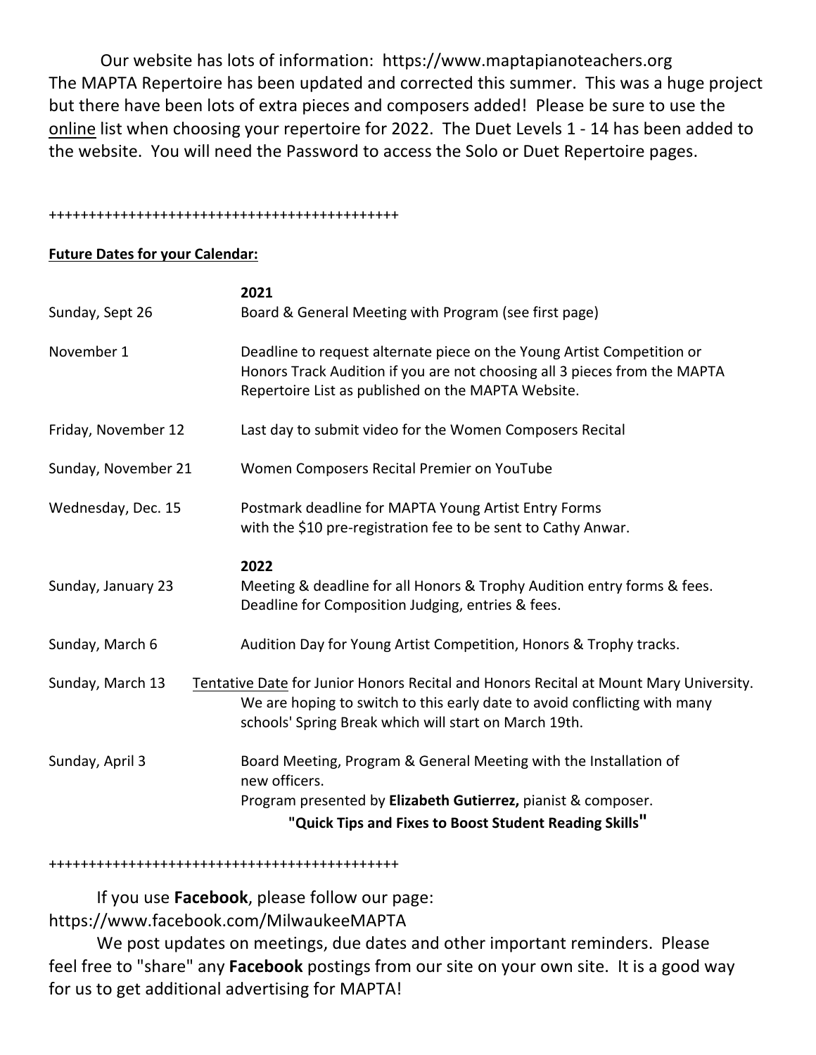Our website has lots of information: https://www.maptapianoteachers.org
The MAPTA Repertoire has been updated and corrected this summer. This was a huge project but there have been lots of extra pieces and composers added! Please be sure to use the online list when choosing your repertoire for 2022. The Duet Levels 1 - 14 has been added to the website. You will need the Password to access the Solo or Duet Repertoire pages.

+++++++++++++++++++++++++++++++++++++++++++++

**Future Dates for your Calendar:**

| | |
|---|---|
| | **2021** |
| Sunday, Sept 26 | Board & General Meeting with Program (see first page) |
| November 1 | Deadline to request alternate piece on the Young Artist Competition or Honors Track Audition if you are not choosing all 3 pieces from the MAPTA Repertoire List as published on the MAPTA Website. |
| Friday, November 12 | Last day to submit video for the Women Composers Recital |
| Sunday, November 21 | Women Composers Recital Premier on YouTube |
| Wednesday, Dec. 15 | Postmark deadline for MAPTA Young Artist Entry Forms with the $10 pre-registration fee to be sent to Cathy Anwar. |
| | **2022** |
| Sunday, January 23 | Meeting & deadline for all Honors & Trophy Audition entry forms & fees. Deadline for Composition Judging, entries & fees. |
| Sunday, March 6 | Audition Day for Young Artist Competition, Honors & Trophy tracks. |
| Sunday, March 13 | Tentative Date for Junior Honors Recital and Honors Recital at Mount Mary University. We are hoping to switch to this early date to avoid conflicting with many schools' Spring Break which will start on March 19th. |
| Sunday, April 3 | Board Meeting, Program & General Meeting with the Installation of new officers. Program presented by **Elizabeth Gutierrez,** pianist & composer. **"Quick Tips and Fixes to Boost Student Reading Skills"** |

+++++++++++++++++++++++++++++++++++++++++++++

If you use **Facebook**, please follow our page:
https://www.facebook.com/MilwaukeeMAPTA

We post updates on meetings, due dates and other important reminders. Please feel free to "share" any **Facebook** postings from our site on your own site. It is a good way for us to get additional advertising for MAPTA!